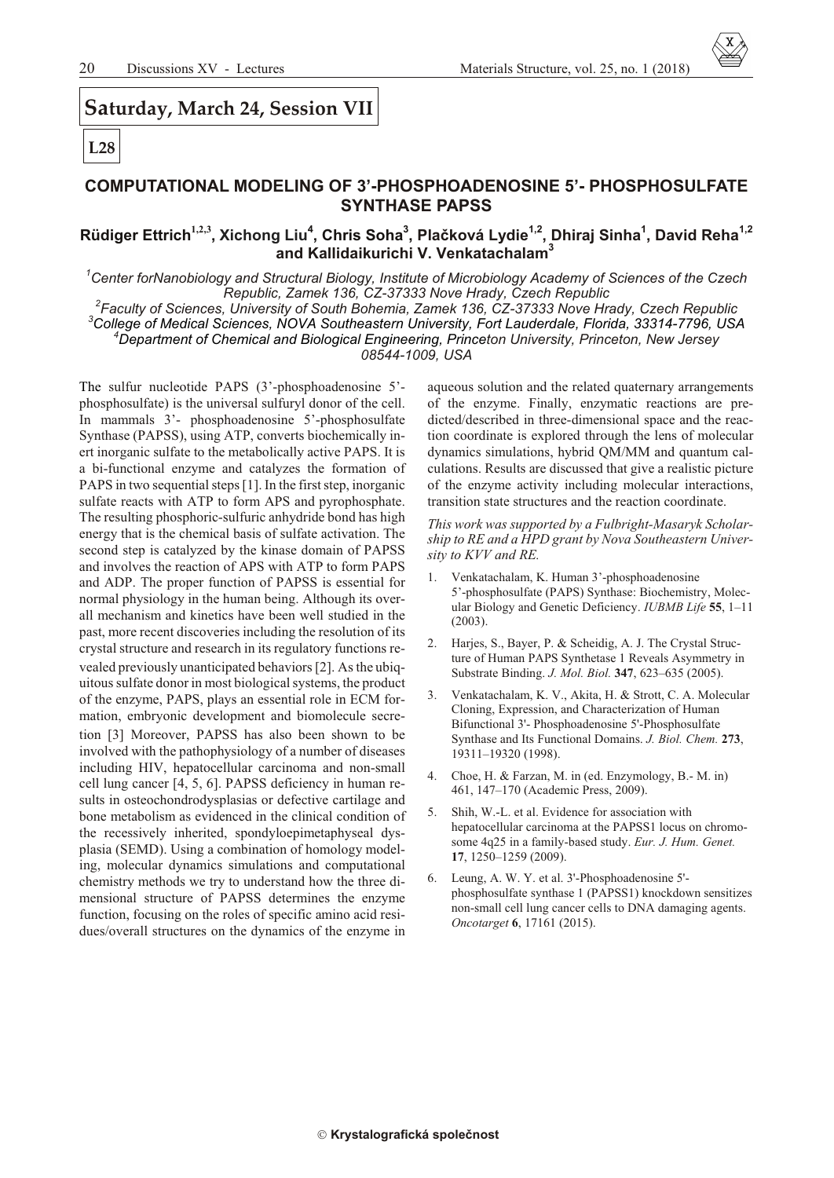## Saturday, March 24, Session VII

**L28**

# COMPUTATIONAL MODELING OF 3'-PHOSPHOADENOSINE 5'- PHOSPHOSULFATE SYNTHASE PAPSS

**Rüdiger Ettrich[1,2,3], Xichong Liu[4], Chris Soha[3], Plačková Lydie[1,2], Dhiraj Sinha[1], David Reha[1,2] and Kallidaikurichi V. Venkatachalam[3]**

*[1]Center forNanobiology and Structural Biology, Institute of Microbiology Academy of Sciences of the Czech Republic, Zamek 136, CZ-37333 Nove Hrady, Czech Republic*
*[2]Faculty of Sciences, University of South Bohemia, Zamek 136, CZ-37333 Nove Hrady, Czech Republic*
*[3]College of Medical Sciences, NOVA Southeastern University, Fort Lauderdale, Florida, 33314-7796, USA*
*[4]Department of Chemical and Biological Engineering, Princeton University, Princeton, New Jersey 08544-1009, USA*

The sulfur nucleotide PAPS (3'-phosphoadenosine 5'-phosphosulfate) is the universal sulfuryl donor of the cell. In mammals 3'- phosphoadenosine 5'-phosphosulfate Synthase (PAPSS), using ATP, converts biochemically inert inorganic sulfate to the metabolically active PAPS. It is a bi-functional enzyme and catalyzes the formation of PAPS in two sequential steps [1]. In the first step, inorganic sulfate reacts with ATP to form APS and pyrophosphate. The resulting phosphoric-sulfuric anhydride bond has high energy that is the chemical basis of sulfate activation. The second step is catalyzed by the kinase domain of PAPSS and involves the reaction of APS with ATP to form PAPS and ADP. The proper function of PAPSS is essential for normal physiology in the human being. Although its overall mechanism and kinetics have been well studied in the past, more recent discoveries including the resolution of its crystal structure and research in its regulatory functions revealed previously unanticipated behaviors [2]. As the ubiquitous sulfate donor in most biological systems, the product of the enzyme, PAPS, plays an essential role in ECM formation, embryonic development and biomolecule secretion [3] Moreover, PAPSS has also been shown to be involved with the pathophysiology of a number of diseases including HIV, hepatocellular carcinoma and non-small cell lung cancer [4, 5, 6]. PAPSS deficiency in human results in osteochondrodysplasias or defective cartilage and bone metabolism as evidenced in the clinical condition of the recessively inherited, spondyloepimetaphyseal dysplasia (SEMD). Using a combination of homology modeling, molecular dynamics simulations and computational chemistry methods we try to understand how the three dimensional structure of PAPSS determines the enzyme function, focusing on the roles of specific amino acid residues/overall structures on the dynamics of the enzyme in aqueous solution and the related quaternary arrangements of the enzyme. Finally, enzymatic reactions are predicted/described in three-dimensional space and the reaction coordinate is explored through the lens of molecular dynamics simulations, hybrid QM/MM and quantum calculations. Results are discussed that give a realistic picture of the enzyme activity including molecular interactions, transition state structures and the reaction coordinate.

*This work was supported by a Fulbright-Masaryk Scholarship to RE and a HPD grant by Nova Southeastern University to KVV and RE.*

1. Venkatachalam, K. Human 3'-phosphoadenosine 5'-phosphosulfate (PAPS) Synthase: Biochemistry, Molecular Biology and Genetic Deficiency. *IUBMB Life* **55**, 1–11 (2003).
2. Harjes, S., Bayer, P. & Scheidig, A. J. The Crystal Structure of Human PAPS Synthetase 1 Reveals Asymmetry in Substrate Binding. *J. Mol. Biol.* **347**, 623–635 (2005).
3. Venkatachalam, K. V., Akita, H. & Strott, C. A. Molecular Cloning, Expression, and Characterization of Human Bifunctional 3'- Phosphoadenosine 5'-Phosphosulfate Synthase and Its Functional Domains. *J. Biol. Chem.* **273**, 19311–19320 (1998).
4. Choe, H. & Farzan, M. in (ed. Enzymology, B.- M. in) 461, 147–170 (Academic Press, 2009).
5. Shih, W.-L. et al. Evidence for association with hepatocellular carcinoma at the PAPSS1 locus on chromosome 4q25 in a family-based study. *Eur. J. Hum. Genet.* **17**, 1250–1259 (2009).
6. Leung, A. W. Y. et al. 3'-Phosphoadenosine 5'-phosphosulfate synthase 1 (PAPSS1) knockdown sensitizes non-small cell lung cancer cells to DNA damaging agents. *Oncotarget* **6**, 17161 (2015).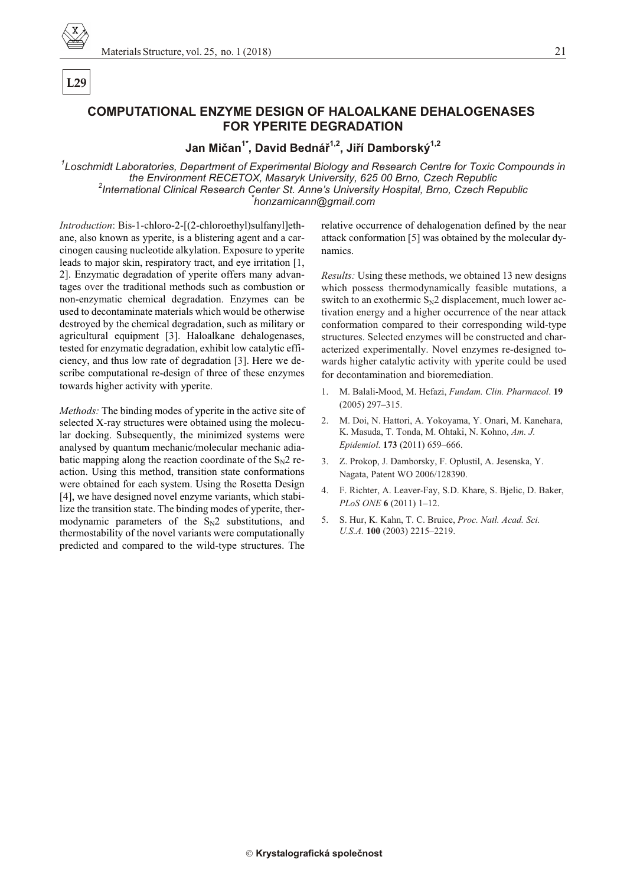L29

# COMPUTATIONAL ENZYME DESIGN OF HALOALKANE DEHALOGENASES FOR YPERITE DEGRADATION

**Jan Mičan[1*], David Bednář[1,2], Jiří Damborský[1,2]**

[1] *Loschmidt Laboratories, Department of Experimental Biology and Research Centre for Toxic Compounds in the Environment RECETOX, Masaryk University, 625 00 Brno, Czech Republic*
[2] *International Clinical Research Center St. Anne's University Hospital, Brno, Czech Republic*
[*] *honzamicann@gmail.com*

*Introduction*: Bis-1-chloro-2-[(2-chloroethyl)sulfanyl]ethane, also known as yperite, is a blistering agent and a carcinogen causing nucleotide alkylation. Exposure to yperite leads to major skin, respiratory tract, and eye irritation [1, 2]. Enzymatic degradation of yperite offers many advantages over the traditional methods such as combustion or non-enzymatic chemical degradation. Enzymes can be used to decontaminate materials which would be otherwise destroyed by the chemical degradation, such as military or agricultural equipment [3]. Haloalkane dehalogenases, tested for enzymatic degradation, exhibit low catalytic efficiency, and thus low rate of degradation [3]. Here we describe computational re-design of three of these enzymes towards higher activity with yperite.

*Methods:* The binding modes of yperite in the active site of selected X-ray structures were obtained using the molecular docking. Subsequently, the minimized systems were analysed by quantum mechanic/molecular mechanic adiabatic mapping along the reaction coordinate of the $S_N2$ reaction. Using this method, transition state conformations were obtained for each system. Using the Rosetta Design [4], we have designed novel enzyme variants, which stabilize the transition state. The binding modes of yperite, thermodynamic parameters of the $S_N2$ substitutions, and thermostability of the novel variants were computationally predicted and compared to the wild-type structures. The relative occurrence of dehalogenation defined by the near attack conformation [5] was obtained by the molecular dynamics.

*Results:* Using these methods, we obtained 13 new designs which possess thermodynamically feasible mutations, a switch to an exothermic $S_N2$ displacement, much lower activation energy and a higher occurrence of the near attack conformation compared to their corresponding wild-type structures. Selected enzymes will be constructed and characterized experimentally. Novel enzymes re-designed towards higher catalytic activity with yperite could be used for decontamination and bioremediation.

1. M. Balali-Mood, M. Hefazi, *Fundam. Clin. Pharmacol*. **19** (2005) 297–315.
2. M. Doi, N. Hattori, A. Yokoyama, Y. Onari, M. Kanehara, K. Masuda, T. Tonda, M. Ohtaki, N. Kohno, *Am. J. Epidemiol.* **173** (2011) 659–666.
3. Z. Prokop, J. Damborsky, F. Oplustil, A. Jesenska, Y. Nagata, Patent WO 2006/128390.
4. F. Richter, A. Leaver-Fay, S.D. Khare, S. Bjelic, D. Baker, *PLoS ONE* **6** (2011) 1–12.
5. S. Hur, K. Kahn, T. C. Bruice, *Proc. Natl. Acad. Sci. U.S.A.* **100** (2003) 2215–2219.

© **Krystalografická společnost**